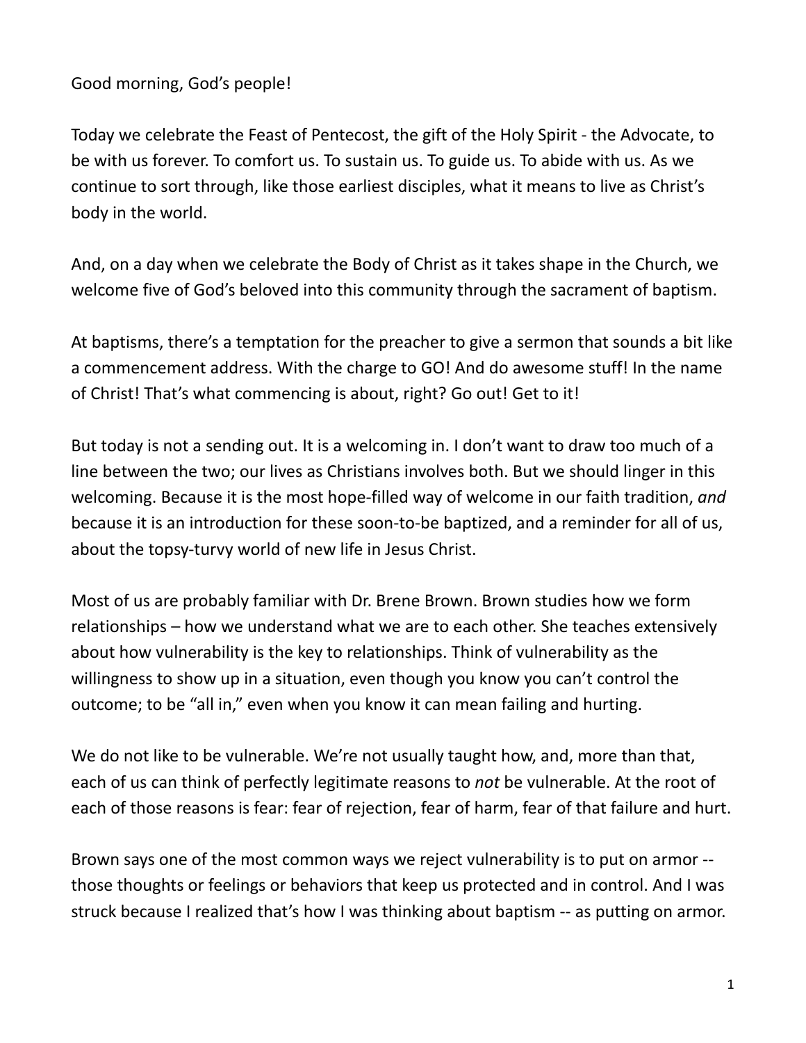Good morning, God's people!

Today we celebrate the Feast of Pentecost, the gift of the Holy Spirit - the Advocate, to be with us forever. To comfort us. To sustain us. To guide us. To abide with us. As we continue to sort through, like those earliest disciples, what it means to live as Christ's body in the world.

And, on a day when we celebrate the Body of Christ as it takes shape in the Church, we welcome five of God's beloved into this community through the sacrament of baptism.

At baptisms, there's a temptation for the preacher to give a sermon that sounds a bit like a commencement address. With the charge to GO! And do awesome stuff! In the name of Christ! That's what commencing is about, right? Go out! Get to it!

But today is not a sending out. It is a welcoming in. I don't want to draw too much of a line between the two; our lives as Christians involves both. But we should linger in this welcoming. Because it is the most hope-filled way of welcome in our faith tradition, *and* because it is an introduction for these soon-to-be baptized, and a reminder for all of us, about the topsy-turvy world of new life in Jesus Christ.

Most of us are probably familiar with Dr. Brene Brown. Brown studies how we form relationships – how we understand what we are to each other. She teaches extensively about how vulnerability is the key to relationships. Think of vulnerability as the willingness to show up in a situation, even though you know you can't control the outcome; to be "all in," even when you know it can mean failing and hurting.

We do not like to be vulnerable. We're not usually taught how, and, more than that, each of us can think of perfectly legitimate reasons to *not* be vulnerable. At the root of each of those reasons is fear: fear of rejection, fear of harm, fear of that failure and hurt.

Brown says one of the most common ways we reject vulnerability is to put on armor -- those thoughts or feelings or behaviors that keep us protected and in control. And I was struck because I realized that's how I was thinking about baptism -- as putting on armor.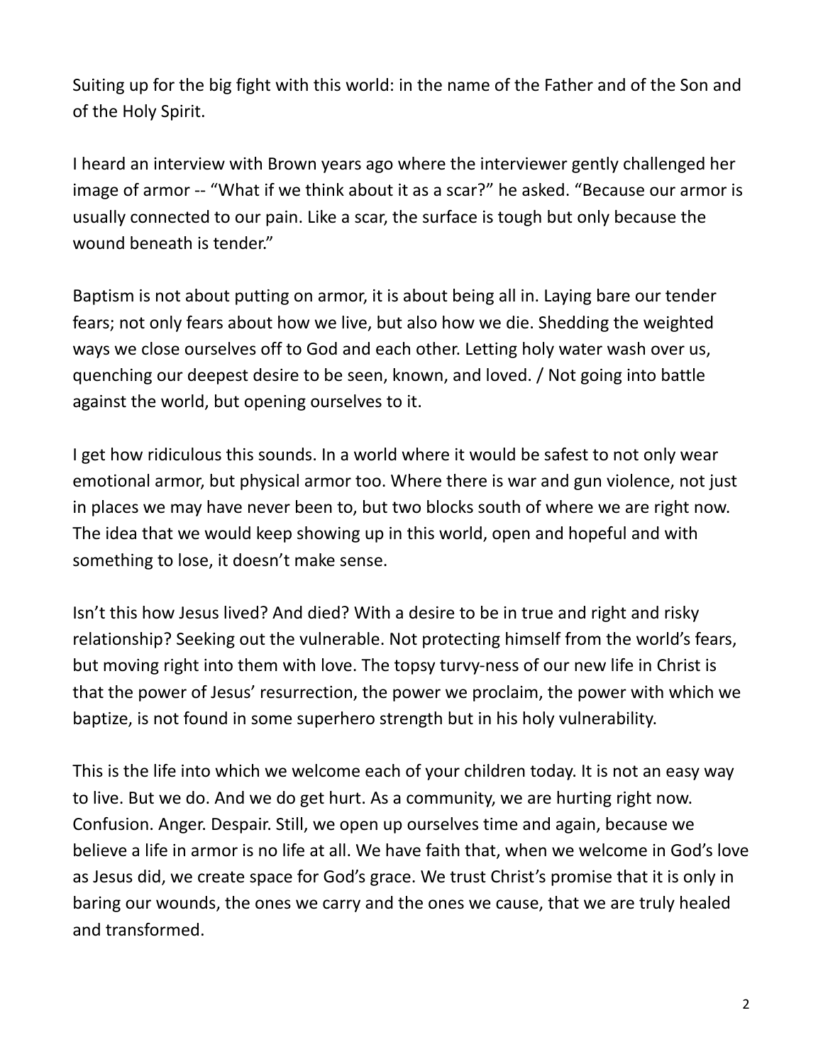Suiting up for the big fight with this world: in the name of the Father and of the Son and of the Holy Spirit.

I heard an interview with Brown years ago where the interviewer gently challenged her image of armor -- "What if we think about it as a scar?" he asked. "Because our armor is usually connected to our pain. Like a scar, the surface is tough but only because the wound beneath is tender."

Baptism is not about putting on armor, it is about being all in. Laying bare our tender fears; not only fears about how we live, but also how we die. Shedding the weighted ways we close ourselves off to God and each other. Letting holy water wash over us, quenching our deepest desire to be seen, known, and loved. / Not going into battle against the world, but opening ourselves to it.

I get how ridiculous this sounds. In a world where it would be safest to not only wear emotional armor, but physical armor too. Where there is war and gun violence, not just in places we may have never been to, but two blocks south of where we are right now. The idea that we would keep showing up in this world, open and hopeful and with something to lose, it doesn't make sense.

Isn't this how Jesus lived? And died? With a desire to be in true and right and risky relationship? Seeking out the vulnerable. Not protecting himself from the world's fears, but moving right into them with love. The topsy turvy-ness of our new life in Christ is that the power of Jesus' resurrection, the power we proclaim, the power with which we baptize, is not found in some superhero strength but in his holy vulnerability.

This is the life into which we welcome each of your children today. It is not an easy way to live. But we do. And we do get hurt. As a community, we are hurting right now. Confusion. Anger. Despair. Still, we open up ourselves time and again, because we believe a life in armor is no life at all. We have faith that, when we welcome in God's love as Jesus did, we create space for God's grace. We trust Christ's promise that it is only in baring our wounds, the ones we carry and the ones we cause, that we are truly healed and transformed.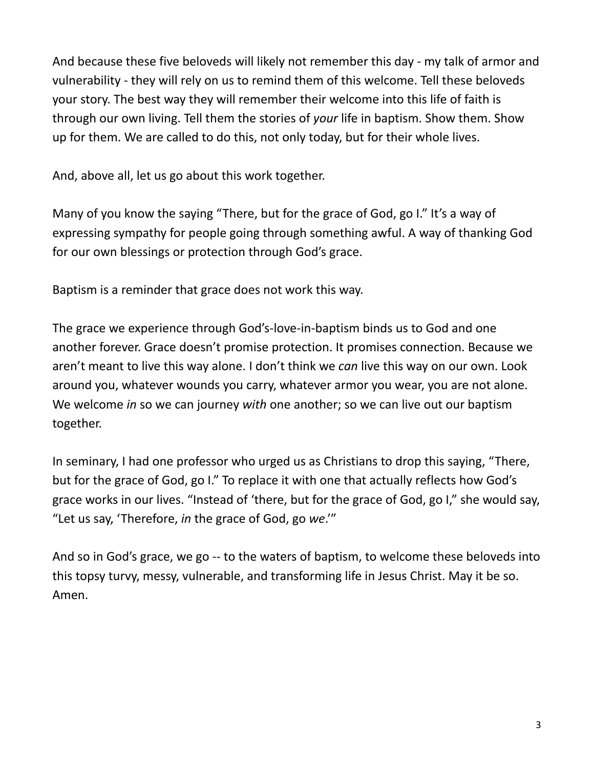And because these five beloveds will likely not remember this day - my talk of armor and vulnerability - they will rely on us to remind them of this welcome. Tell these beloveds your story. The best way they will remember their welcome into this life of faith is through our own living. Tell them the stories of *your* life in baptism. Show them. Show up for them. We are called to do this, not only today, but for their whole lives.

And, above all, let us go about this work together.

Many of you know the saying "There, but for the grace of God, go I." It's a way of expressing sympathy for people going through something awful. A way of thanking God for our own blessings or protection through God's grace.

Baptism is a reminder that grace does not work this way.

The grace we experience through God's-love-in-baptism binds us to God and one another forever. Grace doesn't promise protection. It promises connection. Because we aren't meant to live this way alone. I don't think we *can* live this way on our own. Look around you, whatever wounds you carry, whatever armor you wear, you are not alone. We welcome *in* so we can journey *with* one another; so we can live out our baptism together.

In seminary, I had one professor who urged us as Christians to drop this saying, "There, but for the grace of God, go I." To replace it with one that actually reflects how God's grace works in our lives. "Instead of 'there, but for the grace of God, go I," she would say, "Let us say, 'Therefore, *in* the grace of God, go *we*.'"

And so in God's grace, we go -- to the waters of baptism, to welcome these beloveds into this topsy turvy, messy, vulnerable, and transforming life in Jesus Christ. May it be so. Amen.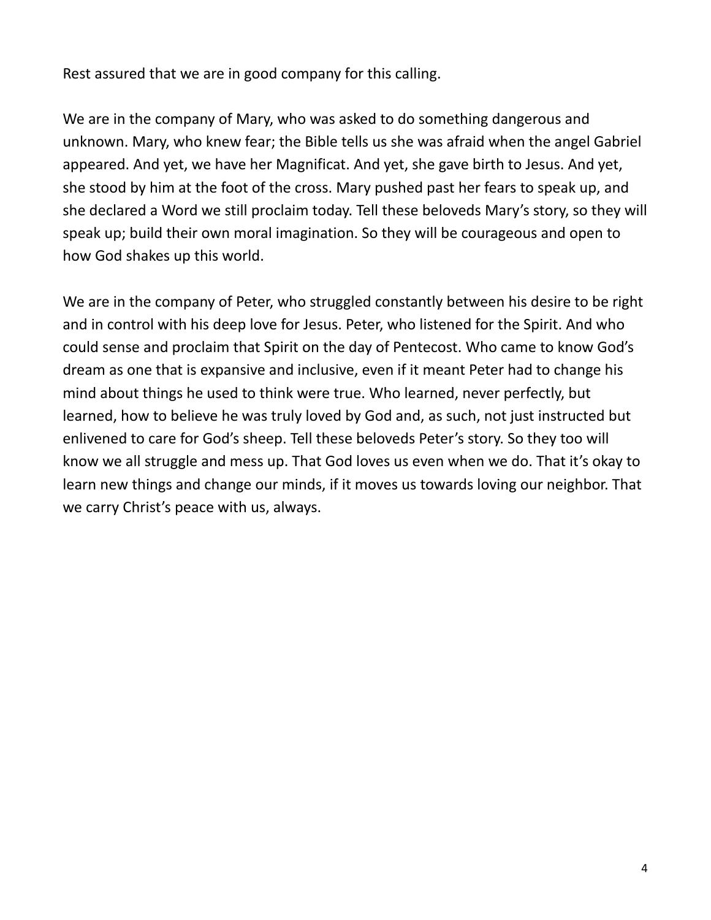Rest assured that we are in good company for this calling.

We are in the company of Mary, who was asked to do something dangerous and unknown. Mary, who knew fear; the Bible tells us she was afraid when the angel Gabriel appeared. And yet, we have her Magnificat. And yet, she gave birth to Jesus. And yet, she stood by him at the foot of the cross. Mary pushed past her fears to speak up, and she declared a Word we still proclaim today. Tell these beloveds Mary's story, so they will speak up; build their own moral imagination. So they will be courageous and open to how God shakes up this world.

We are in the company of Peter, who struggled constantly between his desire to be right and in control with his deep love for Jesus. Peter, who listened for the Spirit. And who could sense and proclaim that Spirit on the day of Pentecost. Who came to know God's dream as one that is expansive and inclusive, even if it meant Peter had to change his mind about things he used to think were true. Who learned, never perfectly, but learned, how to believe he was truly loved by God and, as such, not just instructed but enlivened to care for God's sheep. Tell these beloveds Peter's story. So they too will know we all struggle and mess up. That God loves us even when we do. That it's okay to learn new things and change our minds, if it moves us towards loving our neighbor. That we carry Christ's peace with us, always.